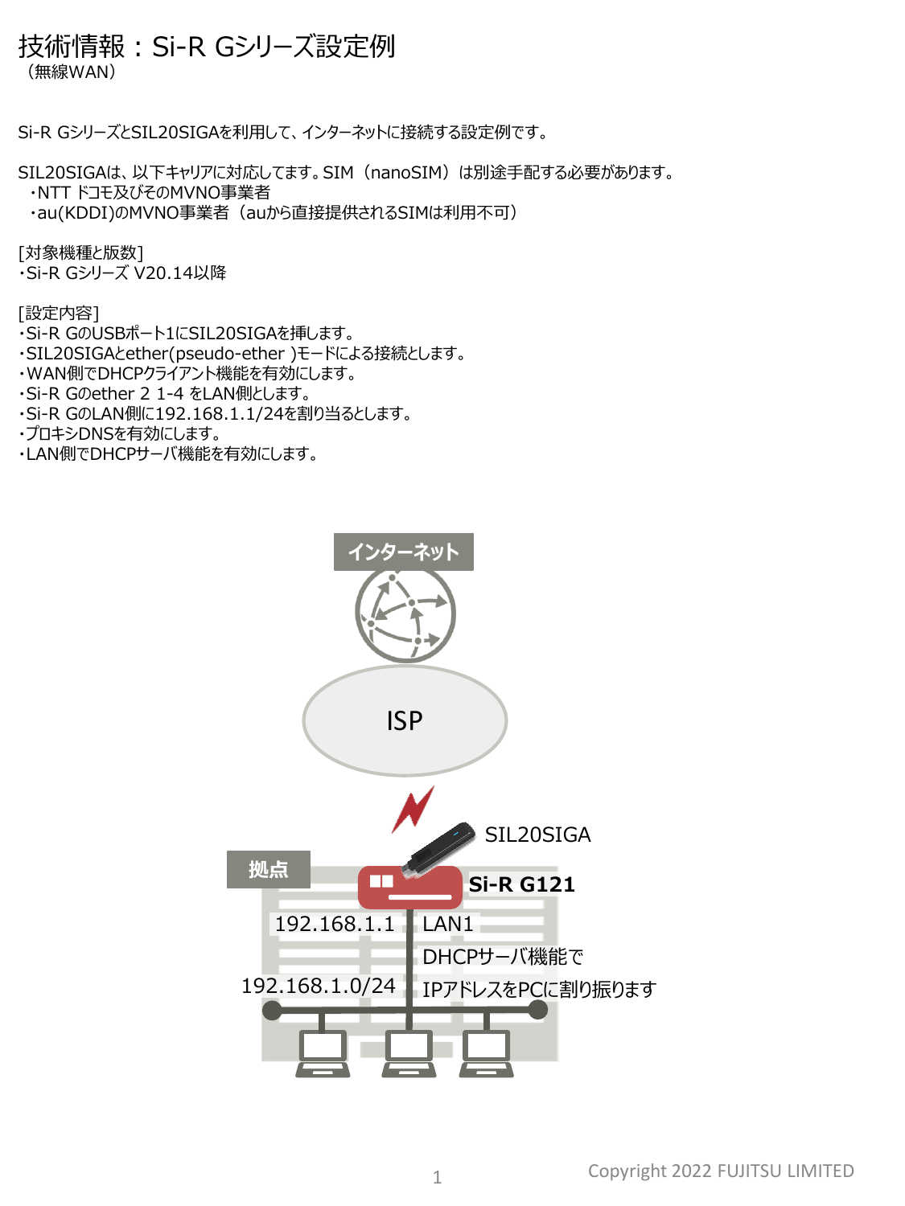# 技術情報：Si-R Gシリーズ設定例

（無線WAN）

Si-R GシリーズとSIL20SIGAを利用して、インターネットに接続する設定例です。

SIL20SIGAは、以下キャリアに対応してます。SIM（nanoSIM）は別途手配する必要があります。
- NTT ドコモ及びそのMVNO事業者
- au(KDDI)のMVNO事業者（auから直接提供されるSIMは利用不可）

[対象機種と版数]
- Si-R Gシリーズ V20.14以降

[設定内容]
- Si-R GのUSBポート1にSIL20SIGAを挿します。
- SIL20SIGAとether(pseudo-ether )モードによる接続とします。
- WAN側でDHCPクライアント機能を有効にします。
- Si-R Gのether 2 1-4 をLAN側とします。
- Si-R GのLAN側に192.168.1.1/24を割り当るとします。
- プロキシDNSを有効にします。
- LAN側でDHCPサーバ機能を有効にします。

インターネット

ISP

SIL20SIGA

拠点

Si-R G121

192.168.1.1　LAN1

DHCPサーバ機能で

192.168.1.0/24　IPアドレスをPCに割り振ります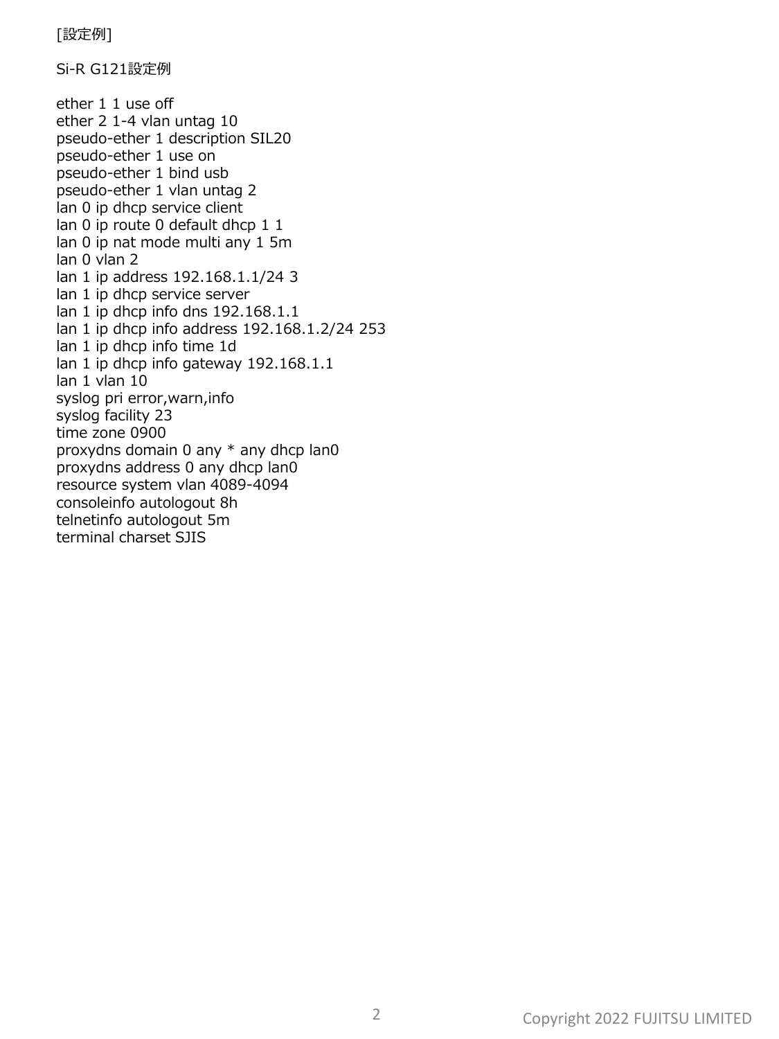[設定例]

Si-R G121設定例

```
ether 1 1 use off
ether 2 1-4 vlan untag 10
pseudo-ether 1 description SIL20
pseudo-ether 1 use on
pseudo-ether 1 bind usb
pseudo-ether 1 vlan untag 2
lan 0 ip dhcp service client
lan 0 ip route 0 default dhcp 1 1
lan 0 ip nat mode multi any 1 5m
lan 0 vlan 2
lan 1 ip address 192.168.1.1/24 3
lan 1 ip dhcp service server
lan 1 ip dhcp info dns 192.168.1.1
lan 1 ip dhcp info address 192.168.1.2/24 253
lan 1 ip dhcp info time 1d
lan 1 ip dhcp info gateway 192.168.1.1
lan 1 vlan 10
syslog pri error,warn,info
syslog facility 23
time zone 0900
proxydns domain 0 any * any dhcp lan0
proxydns address 0 any dhcp lan0
resource system vlan 4089-4094
consoleinfo autologout 8h
telnetinfo autologout 5m
terminal charset SJIS
```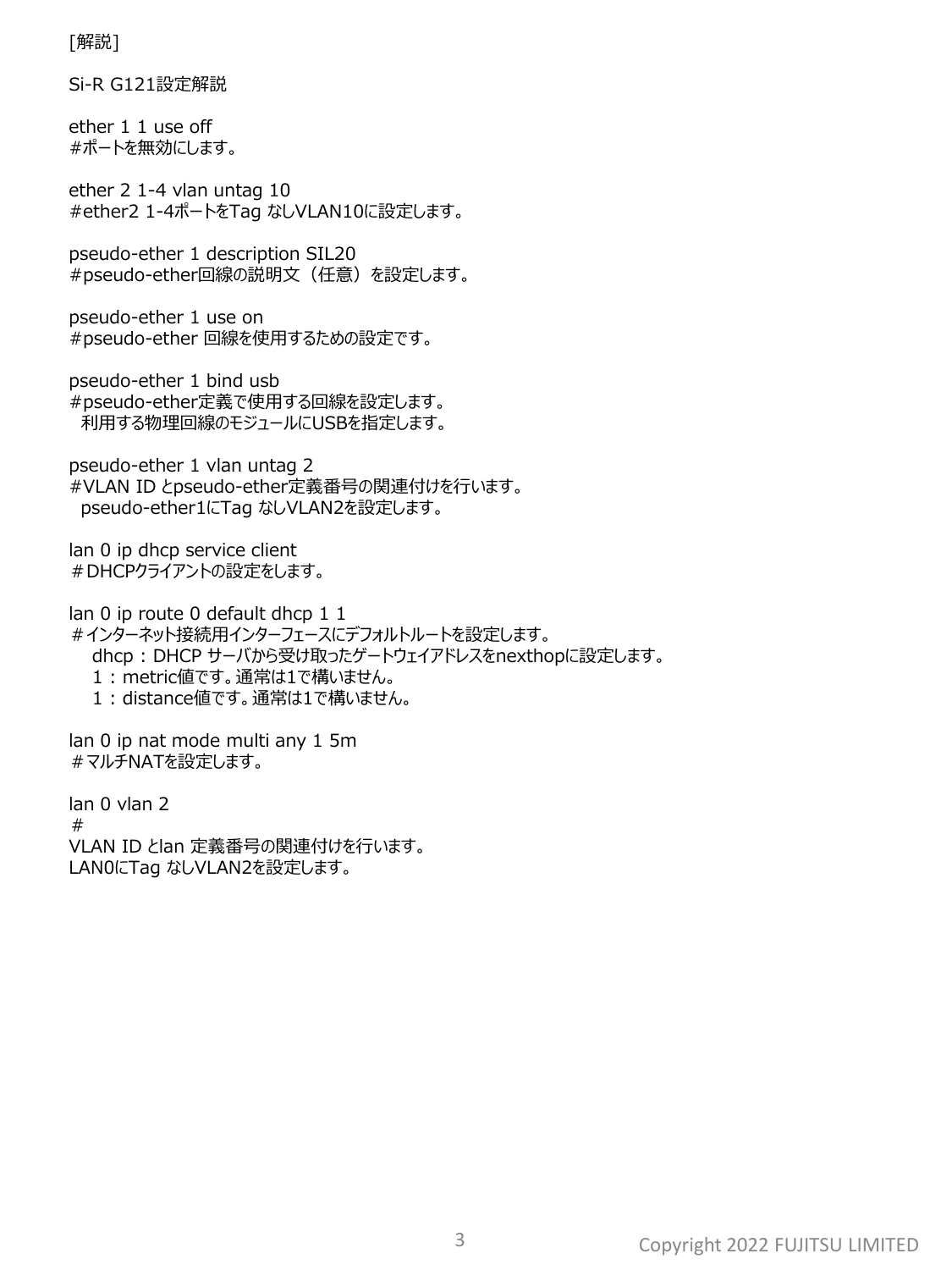[解説]

Si-R G121設定解説

ether 1 1 use off
#ポートを無効にします。

ether 2 1-4 vlan untag 10
#ether2 1-4ポートをTag なしVLAN10に設定します。

pseudo-ether 1 description SIL20
#pseudo-ether回線の説明文（任意）を設定します。

pseudo-ether 1 use on
#pseudo-ether 回線を使用するための設定です。

pseudo-ether 1 bind usb
#pseudo-ether定義で使用する回線を設定します。
利用する物理回線のモジュールにUSBを指定します。

pseudo-ether 1 vlan untag 2
#VLAN ID とpseudo-ether定義番号の関連付けを行います。
pseudo-ether1にTag なしVLAN2を設定します。

lan 0 ip dhcp service client
＃DHCPクライアントの設定をします。

lan 0 ip route 0 default dhcp 1 1
＃インターネット接続用インターフェースにデフォルトルートを設定します。
dhcp：DHCP サーバから受け取ったゲートウェイアドレスをnexthopに設定します。
1：metric値です。通常は1で構いません。
1：distance値です。通常は1で構いません。

lan 0 ip nat mode multi any 1 5m
＃マルチNATを設定します。

lan 0 vlan 2
#
VLAN ID とlan 定義番号の関連付けを行います。
LAN0にTag なしVLAN2を設定します。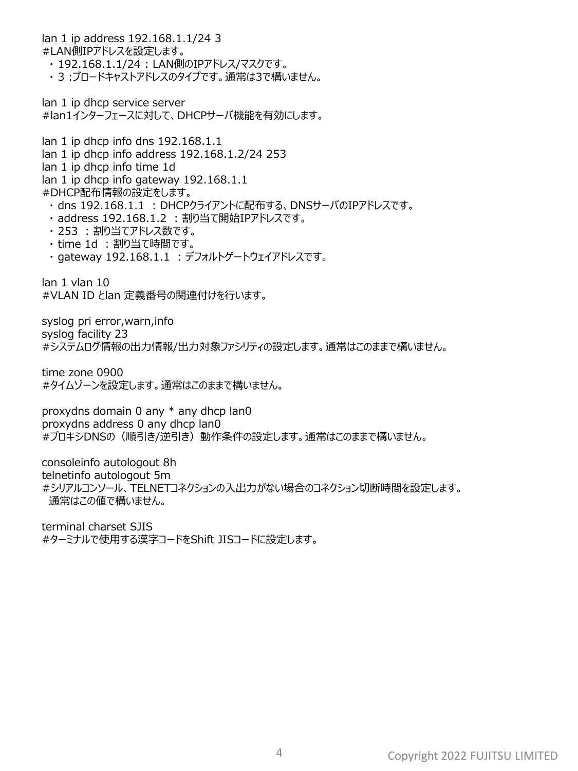lan 1 ip address 192.168.1.1/24 3
#LAN側IPアドレスを設定します。
・192.168.1.1/24：LAN側のIPアドレス/マスクです。
・3 :ブロードキャストアドレスのタイプです。通常は3で構いません。

lan 1 ip dhcp service server
#lan1インターフェースに対して、DHCPサーバ機能を有効にします。

lan 1 ip dhcp info dns 192.168.1.1
lan 1 ip dhcp info address 192.168.1.2/24 253
lan 1 ip dhcp info time 1d
lan 1 ip dhcp info gateway 192.168.1.1
#DHCP配布情報の設定をします。
・dns 192.168.1.1 ：DHCPクライアントに配布する、DNSサーバのIPアドレスです。
・address 192.168.1.2 ：割り当て開始IPアドレスです。
・253 ：割り当てアドレス数です。
・time 1d ：割り当て時間です。
・gateway 192.168.1.1 ：デフォルトゲートウェイアドレスです。

lan 1 vlan 10
#VLAN ID とlan 定義番号の関連付けを行います。

syslog pri error,warn,info
syslog facility 23
#システムログ情報の出力情報/出力対象ファシリティの設定します。通常はこのままで構いません。

time zone 0900
#タイムゾーンを設定します。通常はこのままで構いません。

proxydns domain 0 any * any dhcp lan0
proxydns address 0 any dhcp lan0
#プロキシDNSの（順引き/逆引き）動作条件の設定します。通常はこのままで構いません。

consoleinfo autologout 8h
telnetinfo autologout 5m
#シリアルコンソール、TELNETコネクションの入出力がない場合のコネクション切断時間を設定します。
通常はこの値で構いません。

terminal charset SJIS
#ターミナルで使用する漢字コードをShift JISコードに設定します。